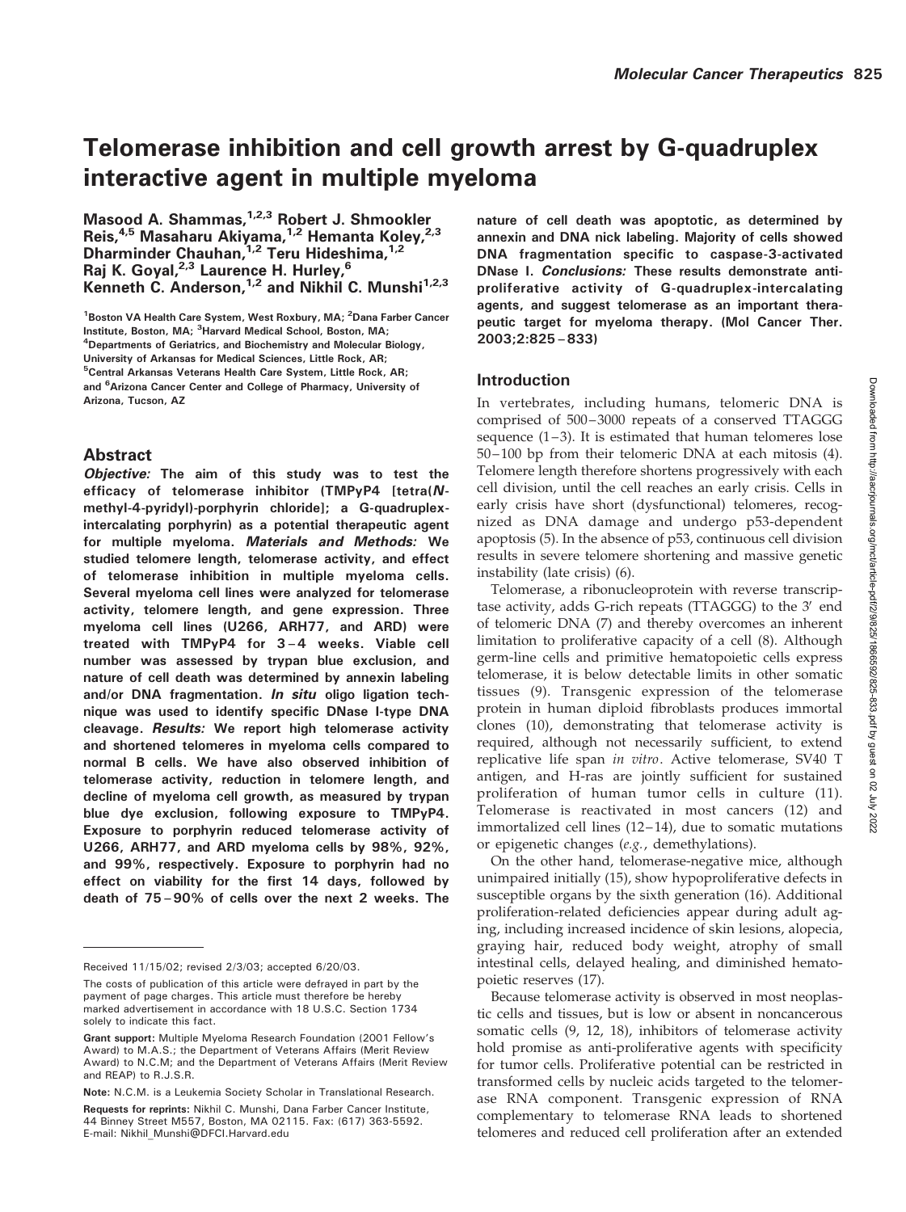# Telomerase inhibition and cell growth arrest by G-quadruplex interactive agent in multiple myeloma

**Masood A. Shammas,[1,2,3] Robert J. Shmookler Reis,[4,5] Masaharu Akiyama,[1,2] Hemanta Koley,[2,3] Dharminder Chauhan,[1,2] Teru Hideshima,[1,2] Raj K. Goyal,[2,3] Laurence H. Hurley,[6] Kenneth C. Anderson,[1,2] and Nikhil C. Munshi[1,2,3]**

[1]Boston VA Health Care System, West Roxbury, MA; [2]Dana Farber Cancer Institute, Boston, MA; [3]Harvard Medical School, Boston, MA; [4]Departments of Geriatrics, and Biochemistry and Molecular Biology, University of Arkansas for Medical Sciences, Little Rock, AR; [5]Central Arkansas Veterans Health Care System, Little Rock, AR; and [6]Arizona Cancer Center and College of Pharmacy, University of Arizona, Tucson, AZ

## Abstract

***Objective:*** **The aim of this study was to test the efficacy of telomerase inhibitor (TMPyP4 [tetra(*N*-methyl-4-pyridyl)-porphyrin chloride]; a G-quadruplex-intercalating porphyrin) as a potential therapeutic agent for multiple myeloma.** ***Materials and Methods:*** **We studied telomere length, telomerase activity, and effect of telomerase inhibition in multiple myeloma cells. Several myeloma cell lines were analyzed for telomerase activity, telomere length, and gene expression. Three myeloma cell lines (U266, ARH77, and ARD) were treated with TMPyP4 for 3–4 weeks. Viable cell number was assessed by trypan blue exclusion, and nature of cell death was determined by annexin labeling and/or DNA fragmentation.** ***In situ*** **oligo ligation technique was used to identify specific DNase I-type DNA cleavage.** ***Results:*** **We report high telomerase activity and shortened telomeres in myeloma cells compared to normal B cells. We have also observed inhibition of telomerase activity, reduction in telomere length, and decline of myeloma cell growth, as measured by trypan blue dye exclusion, following exposure to TMPyP4. Exposure to porphyrin reduced telomerase activity of U266, ARH77, and ARD myeloma cells by 98%, 92%, and 99%, respectively. Exposure to porphyrin had no effect on viability for the first 14 days, followed by death of 75–90% of cells over the next 2 weeks. The nature of cell death was apoptotic, as determined by annexin and DNA nick labeling. Majority of cells showed DNA fragmentation specific to caspase-3-activated DNase I.** ***Conclusions:*** **These results demonstrate anti-proliferative activity of G-quadruplex-intercalating agents, and suggest telomerase as an important therapeutic target for myeloma therapy. (Mol Cancer Ther. 2003;2:825–833)**

Received 11/15/02; revised 2/3/03; accepted 6/20/03.

The costs of publication of this article were defrayed in part by the payment of page charges. This article must therefore be hereby marked advertisement in accordance with 18 U.S.C. Section 1734 solely to indicate this fact.

**Grant support:** Multiple Myeloma Research Foundation (2001 Fellow's Award) to M.A.S.; the Department of Veterans Affairs (Merit Review Award) to N.C.M; and the Department of Veterans Affairs (Merit Review and REAP) to R.J.S.R.

**Note:** N.C.M. is a Leukemia Society Scholar in Translational Research.

**Requests for reprints:** Nikhil C. Munshi, Dana Farber Cancer Institute, 44 Binney Street M557, Boston, MA 02115. Fax: (617) 363-5592. E-mail: Nikhil_Munshi@DFCI.Harvard.edu

## Introduction

In vertebrates, including humans, telomeric DNA is comprised of 500–3000 repeats of a conserved TTAGGG sequence (1–3). It is estimated that human telomeres lose 50–100 bp from their telomeric DNA at each mitosis (4). Telomere length therefore shortens progressively with each cell division, until the cell reaches an early crisis. Cells in early crisis have short (dysfunctional) telomeres, recognized as DNA damage and undergo p53-dependent apoptosis (5). In the absence of p53, continuous cell division results in severe telomere shortening and massive genetic instability (late crisis) (6).

Telomerase, a ribonucleoprotein with reverse transcriptase activity, adds G-rich repeats (TTAGGG) to the 3′ end of telomeric DNA (7) and thereby overcomes an inherent limitation to proliferative capacity of a cell (8). Although germ-line cells and primitive hematopoietic cells express telomerase, it is below detectable limits in other somatic tissues (9). Transgenic expression of the telomerase protein in human diploid fibroblasts produces immortal clones (10), demonstrating that telomerase activity is required, although not necessarily sufficient, to extend replicative life span *in vitro*. Active telomerase, SV40 T antigen, and H-ras are jointly sufficient for sustained proliferation of human tumor cells in culture (11). Telomerase is reactivated in most cancers (12) and immortalized cell lines (12–14), due to somatic mutations or epigenetic changes (*e.g.*, demethylations).

On the other hand, telomerase-negative mice, although unimpaired initially (15), show hypoproliferative defects in susceptible organs by the sixth generation (16). Additional proliferation-related deficiencies appear during adult aging, including increased incidence of skin lesions, alopecia, graying hair, reduced body weight, atrophy of small intestinal cells, delayed healing, and diminished hematopoietic reserves (17).

Because telomerase activity is observed in most neoplastic cells and tissues, but is low or absent in noncancerous somatic cells (9, 12, 18), inhibitors of telomerase activity hold promise as anti-proliferative agents with specificity for tumor cells. Proliferative potential can be restricted in transformed cells by nucleic acids targeted to the telomerase RNA component. Transgenic expression of RNA complementary to telomerase RNA leads to shortened telomeres and reduced cell proliferation after an extended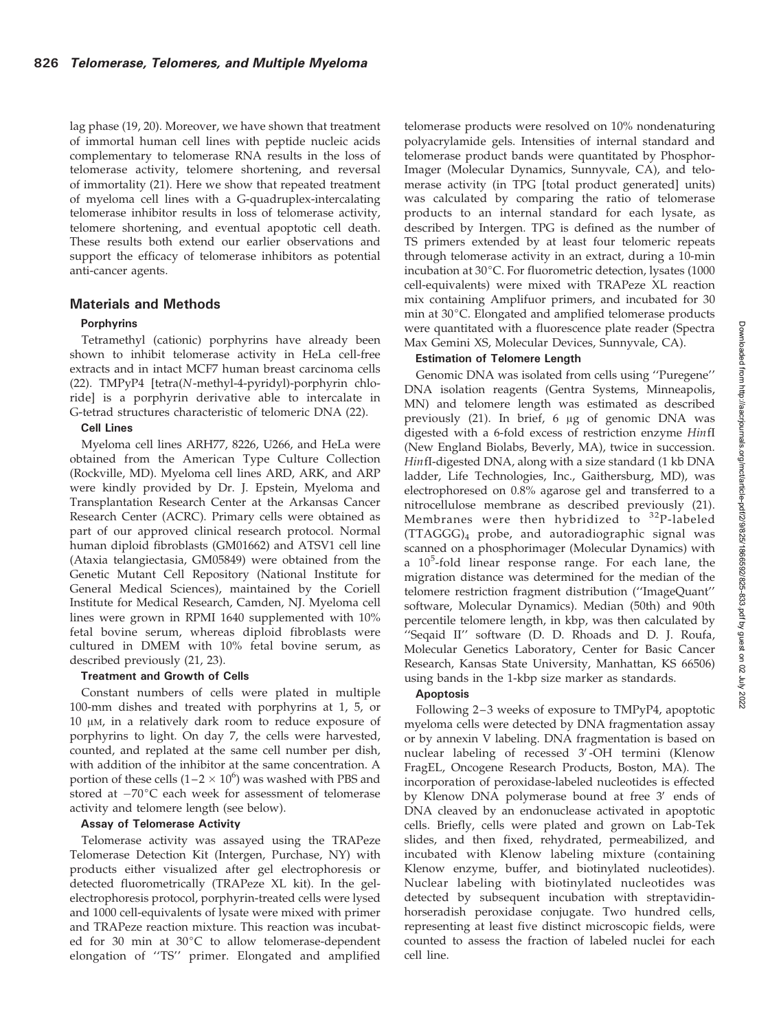lag phase (19, 20). Moreover, we have shown that treatment of immortal human cell lines with peptide nucleic acids complementary to telomerase RNA results in the loss of telomerase activity, telomere shortening, and reversal of immortality (21). Here we show that repeated treatment of myeloma cell lines with a G-quadruplex-intercalating telomerase inhibitor results in loss of telomerase activity, telomere shortening, and eventual apoptotic cell death. These results both extend our earlier observations and support the efficacy of telomerase inhibitors as potential anti-cancer agents.

## Materials and Methods

### Porphyrins

Tetramethyl (cationic) porphyrins have already been shown to inhibit telomerase activity in HeLa cell-free extracts and in intact MCF7 human breast carcinoma cells (22). TMPyP4 [tetra(*N*-methyl-4-pyridyl)-porphyrin chloride] is a porphyrin derivative able to intercalate in G-tetrad structures characteristic of telomeric DNA (22).

### Cell Lines

Myeloma cell lines ARH77, 8226, U266, and HeLa were obtained from the American Type Culture Collection (Rockville, MD). Myeloma cell lines ARD, ARK, and ARP were kindly provided by Dr. J. Epstein, Myeloma and Transplantation Research Center at the Arkansas Cancer Research Center (ACRC). Primary cells were obtained as part of our approved clinical research protocol. Normal human diploid fibroblasts (GM01662) and ATSV1 cell line (Ataxia telangiectasia, GM05849) were obtained from the Genetic Mutant Cell Repository (National Institute for General Medical Sciences), maintained by the Coriell Institute for Medical Research, Camden, NJ. Myeloma cell lines were grown in RPMI 1640 supplemented with 10% fetal bovine serum, whereas diploid fibroblasts were cultured in DMEM with 10% fetal bovine serum, as described previously (21, 23).

### Treatment and Growth of Cells

Constant numbers of cells were plated in multiple 100-mm dishes and treated with porphyrins at 1, 5, or 10 μM, in a relatively dark room to reduce exposure of porphyrins to light. On day 7, the cells were harvested, counted, and replated at the same cell number per dish, with addition of the inhibitor at the same concentration. A portion of these cells ($1-2 \times 10^6$) was washed with PBS and stored at $-70$°C each week for assessment of telomerase activity and telomere length (see below).

### Assay of Telomerase Activity

Telomerase activity was assayed using the TRAPeze Telomerase Detection Kit (Intergen, Purchase, NY) with products either visualized after gel electrophoresis or detected fluorometrically (TRAPeze XL kit). In the gel-electrophoresis protocol, porphyrin-treated cells were lysed and 1000 cell-equivalents of lysate were mixed with primer and TRAPeze reaction mixture. This reaction was incubated for 30 min at 30°C to allow telomerase-dependent elongation of ''TS'' primer. Elongated and amplified telomerase products were resolved on 10% nondenaturing polyacrylamide gels. Intensities of internal standard and telomerase product bands were quantitated by PhosphorImager (Molecular Dynamics, Sunnyvale, CA), and telomerase activity (in TPG [total product generated] units) was calculated by comparing the ratio of telomerase products to an internal standard for each lysate, as described by Intergen. TPG is defined as the number of TS primers extended by at least four telomeric repeats through telomerase activity in an extract, during a 10-min incubation at 30°C. For fluorometric detection, lysates (1000 cell-equivalents) were mixed with TRAPeze XL reaction mix containing Amplifuor primers, and incubated for 30 min at 30°C. Elongated and amplified telomerase products were quantitated with a fluorescence plate reader (Spectra Max Gemini XS, Molecular Devices, Sunnyvale, CA).

### Estimation of Telomere Length

Genomic DNA was isolated from cells using ''Puregene'' DNA isolation reagents (Gentra Systems, Minneapolis, MN) and telomere length was estimated as described previously (21). In brief, 6 μg of genomic DNA was digested with a 6-fold excess of restriction enzyme *Hin*fI (New England Biolabs, Beverly, MA), twice in succession. *Hin*fI-digested DNA, along with a size standard (1 kb DNA ladder, Life Technologies, Inc., Gaithersburg, MD), was electrophoresed on 0.8% agarose gel and transferred to a nitrocellulose membrane as described previously (21). Membranes were then hybridized to $^{32}$P-labeled $(TTAGGG)_4$ probe, and autoradiographic signal was scanned on a phosphorimager (Molecular Dynamics) with a $10^5$-fold linear response range. For each lane, the migration distance was determined for the median of the telomere restriction fragment distribution (''ImageQuant'' software, Molecular Dynamics). Median (50th) and 90th percentile telomere length, in kbp, was then calculated by ''Seqaid II'' software (D. D. Rhoads and D. J. Roufa, Molecular Genetics Laboratory, Center for Basic Cancer Research, Kansas State University, Manhattan, KS 66506) using bands in the 1-kbp size marker as standards.

### Apoptosis

Following 2–3 weeks of exposure to TMPyP4, apoptotic myeloma cells were detected by DNA fragmentation assay or by annexin V labeling. DNA fragmentation is based on nuclear labeling of recessed 3′-OH termini (Klenow FragEL, Oncogene Research Products, Boston, MA). The incorporation of peroxidase-labeled nucleotides is effected by Klenow DNA polymerase bound at free 3′ ends of DNA cleaved by an endonuclease activated in apoptotic cells. Briefly, cells were plated and grown on Lab-Tek slides, and then fixed, rehydrated, permeabilized, and incubated with Klenow labeling mixture (containing Klenow enzyme, buffer, and biotinylated nucleotides). Nuclear labeling with biotinylated nucleotides was detected by subsequent incubation with streptavidin-horseradish peroxidase conjugate. Two hundred cells, representing at least five distinct microscopic fields, were counted to assess the fraction of labeled nuclei for each cell line.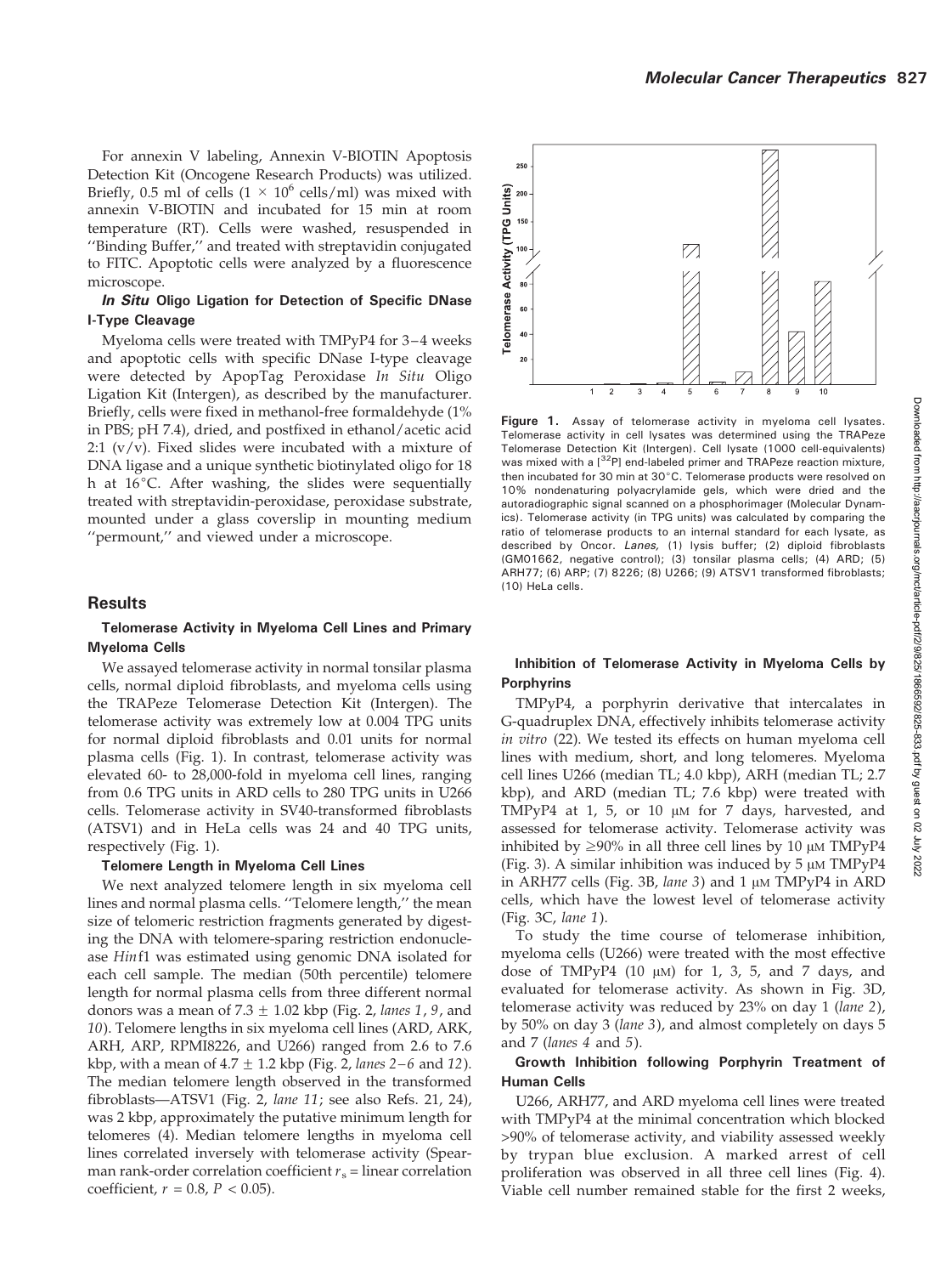For annexin V labeling, Annexin V-BIOTIN Apoptosis Detection Kit (Oncogene Research Products) was utilized. Briefly, 0.5 ml of cells ($1 \times 10^6$ cells/ml) was mixed with annexin V-BIOTIN and incubated for 15 min at room temperature (RT). Cells were washed, resuspended in ''Binding Buffer,'' and treated with streptavidin conjugated to FITC. Apoptotic cells were analyzed by a fluorescence microscope.

### *In Situ* Oligo Ligation for Detection of Specific DNase I-Type Cleavage

Myeloma cells were treated with TMPyP4 for 3–4 weeks and apoptotic cells with specific DNase I-type cleavage were detected by ApopTag Peroxidase *In Situ* Oligo Ligation Kit (Intergen), as described by the manufacturer. Briefly, cells were fixed in methanol-free formaldehyde (1% in PBS; pH 7.4), dried, and postfixed in ethanol/acetic acid 2:1 (v/v). Fixed slides were incubated with a mixture of DNA ligase and a unique synthetic biotinylated oligo for 18 h at 16°C. After washing, the slides were sequentially treated with streptavidin-peroxidase, peroxidase substrate, mounted under a glass coverslip in mounting medium ''permount,'' and viewed under a microscope.

## Results

### Telomerase Activity in Myeloma Cell Lines and Primary Myeloma Cells

We assayed telomerase activity in normal tonsilar plasma cells, normal diploid fibroblasts, and myeloma cells using the TRAPeze Telomerase Detection Kit (Intergen). The telomerase activity was extremely low at 0.004 TPG units for normal diploid fibroblasts and 0.01 units for normal plasma cells (Fig. 1). In contrast, telomerase activity was elevated 60- to 28,000-fold in myeloma cell lines, ranging from 0.6 TPG units in ARD cells to 280 TPG units in U266 cells. Telomerase activity in SV40-transformed fibroblasts (ATSV1) and in HeLa cells was 24 and 40 TPG units, respectively (Fig. 1).

### Telomere Length in Myeloma Cell Lines

We next analyzed telomere length in six myeloma cell lines and normal plasma cells. ''Telomere length,'' the mean size of telomeric restriction fragments generated by digesting the DNA with telomere-sparing restriction endonuclease *Hin*f1 was estimated using genomic DNA isolated for each cell sample. The median (50th percentile) telomere length for normal plasma cells from three different normal donors was a mean of 7.3 ± 1.02 kbp (Fig. 2, *lanes 1*, *9*, and *10*). Telomere lengths in six myeloma cell lines (ARD, ARK, ARH, ARP, RPMI8226, and U266) ranged from 2.6 to 7.6 kbp, with a mean of 4.7 ± 1.2 kbp (Fig. 2, *lanes 2–6* and *12*). The median telomere length observed in the transformed fibroblasts—ATSV1 (Fig. 2, *lane 11*; see also Refs. 21, 24), was 2 kbp, approximately the putative minimum length for telomeres (4). Median telomere lengths in myeloma cell lines correlated inversely with telomerase activity (Spearman rank-order correlation coefficient $r_s$ = linear correlation coefficient, $r = 0.8$, $P < 0.05$).

**Figure 1.** Assay of telomerase activity in myeloma cell lysates. Telomerase activity in cell lysates was determined using the TRAPeze Telomerase Detection Kit (Intergen). Cell lysate (1000 cell-equivalents) was mixed with a [$^{32}$P] end-labeled primer and TRAPeze reaction mixture, then incubated for 30 min at 30°C. Telomerase products were resolved on 10% nondenaturing polyacrylamide gels, which were dried and the autoradiographic signal scanned on a phosphorimager (Molecular Dynamics). Telomerase activity (in TPG units) was calculated by comparing the ratio of telomerase products to an internal standard for each lysate, as described by Oncor. *Lanes,* (1) lysis buffer; (2) diploid fibroblasts (GM01662, negative control); (3) tonsilar plasma cells; (4) ARD; (5) ARH77; (6) ARP; (7) 8226; (8) U266; (9) ATSV1 transformed fibroblasts; (10) HeLa cells.

### Inhibition of Telomerase Activity in Myeloma Cells by Porphyrins

TMPyP4, a porphyrin derivative that intercalates in G-quadruplex DNA, effectively inhibits telomerase activity *in vitro* (22). We tested its effects on human myeloma cell lines with medium, short, and long telomeres. Myeloma cell lines U266 (median TL; 4.0 kbp), ARH (median TL; 2.7 kbp), and ARD (median TL; 7.6 kbp) were treated with TMPyP4 at 1, 5, or 10 μM for 7 days, harvested, and assessed for telomerase activity. Telomerase activity was inhibited by ≥90% in all three cell lines by 10 μM TMPyP4 (Fig. 3). A similar inhibition was induced by 5 μM TMPyP4 in ARH77 cells (Fig. 3B, *lane 3*) and 1 μM TMPyP4 in ARD cells, which have the lowest level of telomerase activity (Fig. 3C, *lane 1*).

To study the time course of telomerase inhibition, myeloma cells (U266) were treated with the most effective dose of TMPyP4 (10 μM) for 1, 3, 5, and 7 days, and evaluated for telomerase activity. As shown in Fig. 3D, telomerase activity was reduced by 23% on day 1 (*lane 2*), by 50% on day 3 (*lane 3*), and almost completely on days 5 and 7 (*lanes 4* and *5*).

### Growth Inhibition following Porphyrin Treatment of Human Cells

U266, ARH77, and ARD myeloma cell lines were treated with TMPyP4 at the minimal concentration which blocked >90% of telomerase activity, and viability assessed weekly by trypan blue exclusion. A marked arrest of cell proliferation was observed in all three cell lines (Fig. 4). Viable cell number remained stable for the first 2 weeks,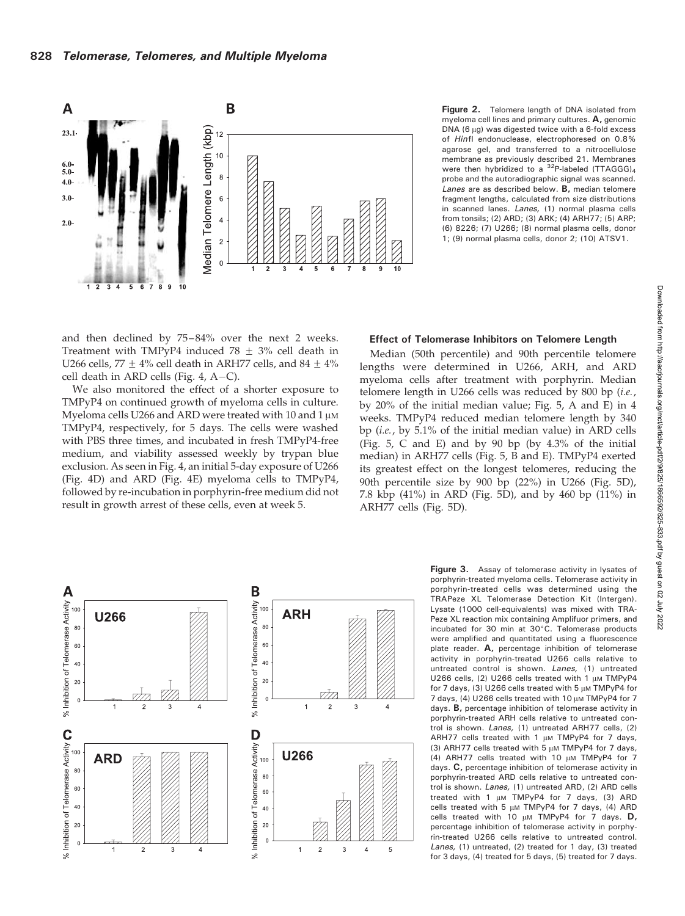**Figure 2.** Telomere length of DNA isolated from myeloma cell lines and primary cultures. **A,** genomic DNA (6 μg) was digested twice with a 6-fold excess of *Hin*fI endonuclease, electrophoresed on 0.8% agarose gel, and transferred to a nitrocellulose membrane as previously described 21. Membranes were then hybridized to a $^{32}$P-labeled $(TTAGGG)_4$ probe and the autoradiographic signal was scanned. *Lanes* are as described below. **B,** median telomere fragment lengths, calculated from size distributions in scanned lanes. *Lanes,* (1) normal plasma cells from tonsils; (2) ARD; (3) ARK; (4) ARH77; (5) ARP; (6) 8226; (7) U266; (8) normal plasma cells, donor 1; (9) normal plasma cells, donor 2; (10) ATSV1.

and then declined by 75–84% over the next 2 weeks. Treatment with TMPyP4 induced 78 ± 3% cell death in U266 cells, 77 ± 4% cell death in ARH77 cells, and 84 ± 4% cell death in ARD cells (Fig. 4, A–C).

We also monitored the effect of a shorter exposure to TMPyP4 on continued growth of myeloma cells in culture. Myeloma cells U266 and ARD were treated with 10 and 1 μM TMPyP4, respectively, for 5 days. The cells were washed with PBS three times, and incubated in fresh TMPyP4-free medium, and viability assessed weekly by trypan blue exclusion. As seen in Fig. 4, an initial 5-day exposure of U266 (Fig. 4D) and ARD (Fig. 4E) myeloma cells to TMPyP4, followed by re-incubation in porphyrin-free medium did not result in growth arrest of these cells, even at week 5.

#### Effect of Telomerase Inhibitors on Telomere Length

Median (50th percentile) and 90th percentile telomere lengths were determined in U266, ARH, and ARD myeloma cells after treatment with porphyrin. Median telomere length in U266 cells was reduced by 800 bp (*i.e.*, by 20% of the initial median value; Fig. 5, A and E) in 4 weeks. TMPyP4 reduced median telomere length by 340 bp (*i.e.*, by 5.1% of the initial median value) in ARD cells (Fig. 5, C and E) and by 90 bp (by 4.3% of the initial median) in ARH77 cells (Fig. 5, B and E). TMPyP4 exerted its greatest effect on the longest telomeres, reducing the 90th percentile size by 900 bp (22%) in U266 (Fig. 5D), 7.8 kbp (41%) in ARD (Fig. 5D), and by 460 bp (11%) in ARH77 cells (Fig. 5D).

**Figure 3.** Assay of telomerase activity in lysates of porphyrin-treated myeloma cells. Telomerase activity in porphyrin-treated cells was determined using the TRAPeze XL Telomerase Detection Kit (Intergen). Lysate (1000 cell-equivalents) was mixed with TRAPeze XL reaction mix containing Amplifuor primers, and incubated for 30 min at 30°C. Telomerase products were amplified and quantitated using a fluorescence plate reader. **A,** percentage inhibition of telomerase activity in porphyrin-treated U266 cells relative to untreated control is shown. *Lanes,* (1) untreated U266 cells, (2) U266 cells treated with 1 μM TMPyP4 for 7 days, (3) U266 cells treated with 5 μM TMPyP4 for 7 days, (4) U266 cells treated with 10 μM TMPyP4 for 7 days. **B,** percentage inhibition of telomerase activity in porphyrin-treated ARH cells relative to untreated control is shown. *Lanes,* (1) untreated ARH77 cells, (2) ARH77 cells treated with 1 μM TMPyP4 for 7 days, (3) ARH77 cells treated with 5 μM TMPyP4 for 7 days, (4) ARH77 cells treated with 10 μM TMPyP4 for 7 days. **C,** percentage inhibition of telomerase activity in porphyrin-treated ARD cells relative to untreated control is shown. *Lanes,* (1) untreated ARD, (2) ARD cells treated with 1 μM TMPyP4 for 7 days, (3) ARD cells treated with 5 μM TMPyP4 for 7 days, (4) ARD cells treated with 10 μM TMPyP4 for 7 days. **D,** percentage inhibition of telomerase activity in porphyrin-treated U266 cells relative to untreated control. *Lanes,* (1) untreated, (2) treated for 1 day, (3) treated for 3 days, (4) treated for 5 days, (5) treated for 7 days.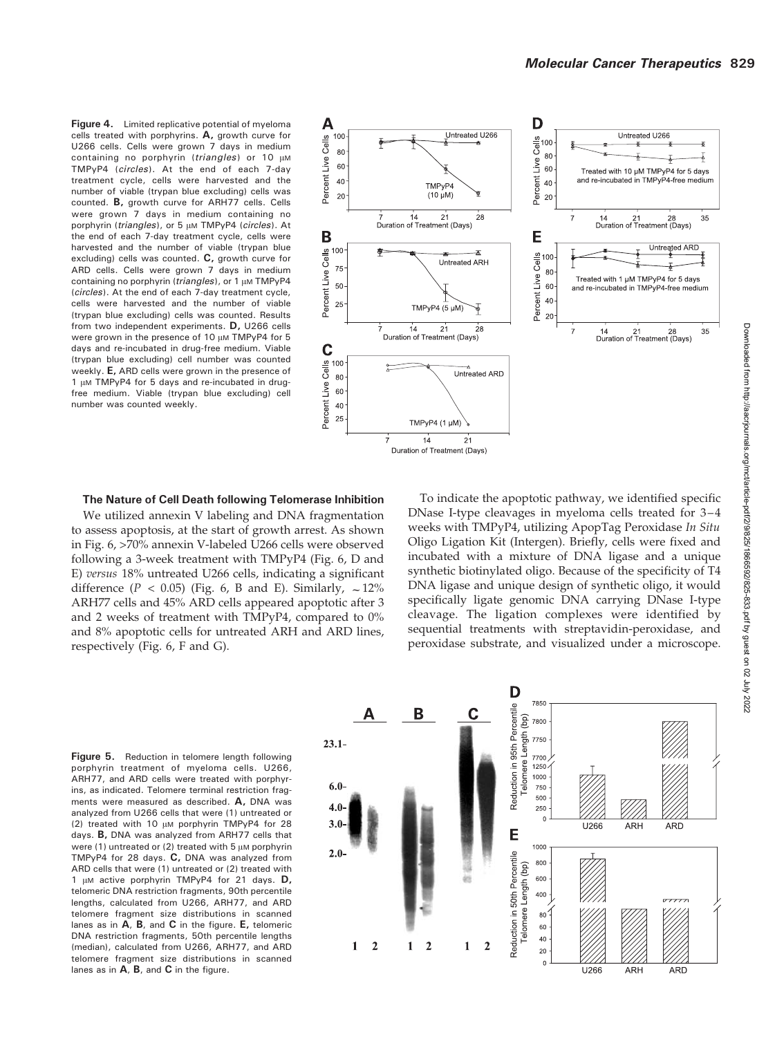**Figure 4.** Limited replicative potential of myeloma cells treated with porphyrins. **A,** growth curve for U266 cells. Cells were grown 7 days in medium containing no porphyrin (*triangles*) or 10 μM TMPyP4 (*circles*). At the end of each 7-day treatment cycle, cells were harvested and the number of viable (trypan blue excluding) cells was counted. **B,** growth curve for ARH77 cells. Cells were grown 7 days in medium containing no porphyrin (*triangles*), or 5 μM TMPyP4 (*circles*). At the end of each 7-day treatment cycle, cells were harvested and the number of viable (trypan blue excluding) cells was counted. **C,** growth curve for ARD cells. Cells were grown 7 days in medium containing no porphyrin (*triangles*), or 1 μM TMPyP4 (*circles*). At the end of each 7-day treatment cycle, cells were harvested and the number of viable (trypan blue excluding) cells was counted. Results from two independent experiments. **D,** U266 cells were grown in the presence of 10 μM TMPyP4 for 5 days and re-incubated in drug-free medium. Viable (trypan blue excluding) cell number was counted weekly. **E,** ARD cells were grown in the presence of 1 μM TMPyP4 for 5 days and re-incubated in drug-free medium. Viable (trypan blue excluding) cell number was counted weekly.

### The Nature of Cell Death following Telomerase Inhibition

We utilized annexin V labeling and DNA fragmentation to assess apoptosis, at the start of growth arrest. As shown in Fig. 6, >70% annexin V-labeled U266 cells were observed following a 3-week treatment with TMPyP4 (Fig. 6, D and E) *versus* 18% untreated U266 cells, indicating a significant difference ($P < 0.05$) (Fig. 6, B and E). Similarly, ~12% ARH77 cells and 45% ARD cells appeared apoptotic after 3 and 2 weeks of treatment with TMPyP4, compared to 0% and 8% apoptotic cells for untreated ARH and ARD lines, respectively (Fig. 6, F and G).

To indicate the apoptotic pathway, we identified specific DNase I-type cleavages in myeloma cells treated for 3–4 weeks with TMPyP4, utilizing ApopTag Peroxidase *In Situ* Oligo Ligation Kit (Intergen). Briefly, cells were fixed and incubated with a mixture of DNA ligase and a unique synthetic biotinylated oligo. Because of the specificity of T4 DNA ligase and unique design of synthetic oligo, it would specifically ligate genomic DNA carrying DNase I-type cleavage. The ligation complexes were identified by sequential treatments with streptavidin-peroxidase, and peroxidase substrate, and visualized under a microscope.

**Figure 5.** Reduction in telomere length following porphyrin treatment of myeloma cells. U266, ARH77, and ARD cells were treated with porphyrins, as indicated. Telomere terminal restriction fragments were measured as described. **A,** DNA was analyzed from U266 cells that were (1) untreated or (2) treated with 10 μM porphyrin TMPyP4 for 28 days. **B,** DNA was analyzed from ARH77 cells that were (1) untreated or (2) treated with 5 μM porphyrin TMPyP4 for 28 days. **C,** DNA was analyzed from ARD cells that were (1) untreated or (2) treated with 1 μM active porphyrin TMPyP4 for 21 days. **D,** telomeric DNA restriction fragments, 90th percentile lengths, calculated from U266, ARH77, and ARD telomere fragment size distributions in scanned lanes as in **A**, **B**, and **C** in the figure. **E,** telomeric DNA restriction fragments, 50th percentile lengths (median), calculated from U266, ARH77, and ARD telomere fragment size distributions in scanned lanes as in **A**, **B**, and **C** in the figure.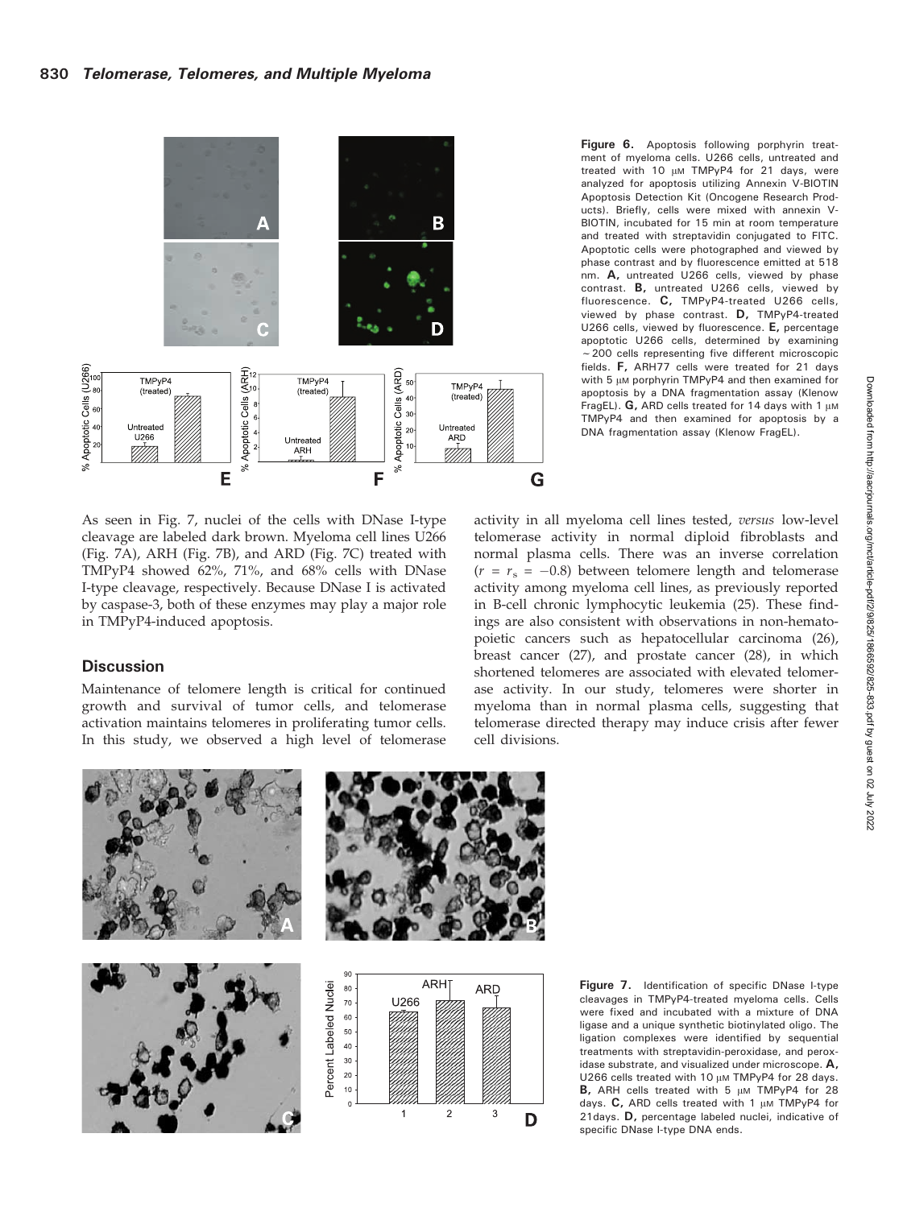**Figure 6.** Apoptosis following porphyrin treatment of myeloma cells. U266 cells, untreated and treated with 10 μM TMPyP4 for 21 days, were analyzed for apoptosis utilizing Annexin V-BIOTIN Apoptosis Detection Kit (Oncogene Research Products). Briefly, cells were mixed with annexin V-BIOTIN, incubated for 15 min at room temperature and treated with streptavidin conjugated to FITC. Apoptotic cells were photographed and viewed by phase contrast and by fluorescence emitted at 518 nm. **A,** untreated U266 cells, viewed by phase contrast. **B,** untreated U266 cells, viewed by fluorescence. **C,** TMPyP4-treated U266 cells, viewed by phase contrast. **D,** TMPyP4-treated U266 cells, viewed by fluorescence. **E,** percentage apoptotic U266 cells, determined by examining ~200 cells representing five different microscopic fields. **F,** ARH77 cells were treated for 21 days with 5 μM porphyrin TMPyP4 and then examined for apoptosis by a DNA fragmentation assay (Klenow FragEL). **G,** ARD cells treated for 14 days with 1 μM TMPyP4 and then examined for apoptosis by a DNA fragmentation assay (Klenow FragEL).

As seen in Fig. 7, nuclei of the cells with DNase I-type cleavage are labeled dark brown. Myeloma cell lines U266 (Fig. 7A), ARH (Fig. 7B), and ARD (Fig. 7C) treated with TMPyP4 showed 62%, 71%, and 68% cells with DNase I-type cleavage, respectively. Because DNase I is activated by caspase-3, both of these enzymes may play a major role in TMPyP4-induced apoptosis.

## Discussion

Maintenance of telomere length is critical for continued growth and survival of tumor cells, and telomerase activation maintains telomeres in proliferating tumor cells. In this study, we observed a high level of telomerase activity in all myeloma cell lines tested, *versus* low-level telomerase activity in normal diploid fibroblasts and normal plasma cells. There was an inverse correlation ($r = r_s = -0.8$) between telomere length and telomerase activity among myeloma cell lines, as previously reported in B-cell chronic lymphocytic leukemia (25). These findings are also consistent with observations in non-hematopoietic cancers such as hepatocellular carcinoma (26), breast cancer (27), and prostate cancer (28), in which shortened telomeres are associated with elevated telomerase activity. In our study, telomeres were shorter in myeloma than in normal plasma cells, suggesting that telomerase directed therapy may induce crisis after fewer cell divisions.

**Figure 7.** Identification of specific DNase I-type cleavages in TMPyP4-treated myeloma cells. Cells were fixed and incubated with a mixture of DNA ligase and a unique synthetic biotinylated oligo. The ligation complexes were identified by sequential treatments with streptavidin-peroxidase, and peroxidase substrate, and visualized under microscope. **A,** U266 cells treated with 10 μM TMPyP4 for 28 days. **B,** ARH cells treated with 5 μM TMPyP4 for 28 days. **C,** ARD cells treated with 1 μM TMPyP4 for 21days. **D,** percentage labeled nuclei, indicative of specific DNase I-type DNA ends.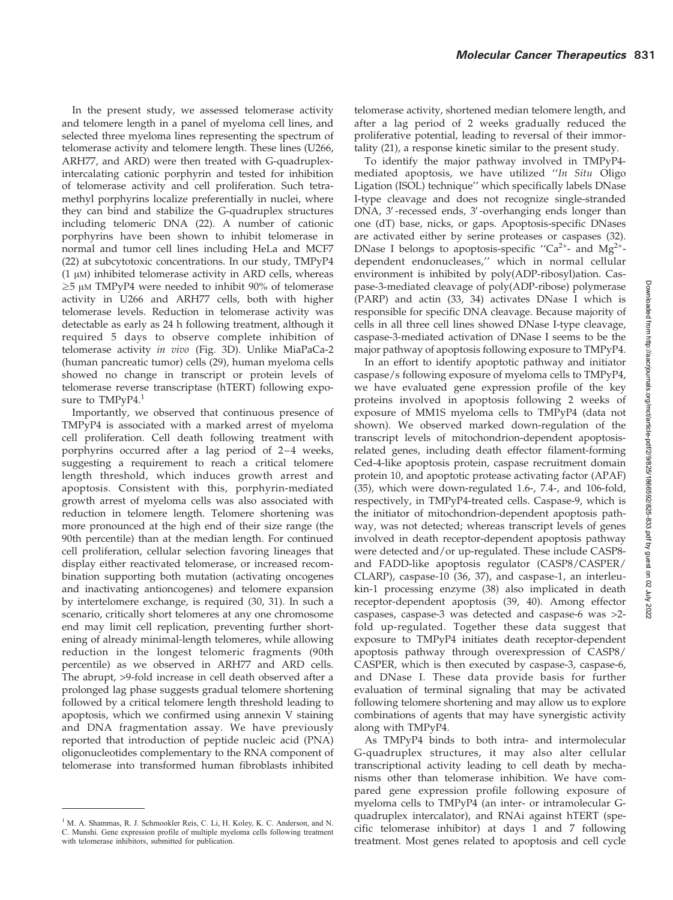In the present study, we assessed telomerase activity and telomere length in a panel of myeloma cell lines, and selected three myeloma lines representing the spectrum of telomerase activity and telomere length. These lines (U266, ARH77, and ARD) were then treated with G-quadruplex-intercalating cationic porphyrin and tested for inhibition of telomerase activity and cell proliferation. Such tetramethyl porphyrins localize preferentially in nuclei, where they can bind and stabilize the G-quadruplex structures including telomeric DNA (22). A number of cationic porphyrins have been shown to inhibit telomerase in normal and tumor cell lines including HeLa and MCF7 (22) at subcytotoxic concentrations. In our study, TMPyP4 (1 μM) inhibited telomerase activity in ARD cells, whereas ≥5 μM TMPyP4 were needed to inhibit 90% of telomerase activity in U266 and ARH77 cells, both with higher telomerase levels. Reduction in telomerase activity was detectable as early as 24 h following treatment, although it required 5 days to observe complete inhibition of telomerase activity *in vivo* (Fig. 3D). Unlike MiaPaCa-2 (human pancreatic tumor) cells (29), human myeloma cells showed no change in transcript or protein levels of telomerase reverse transcriptase (hTERT) following exposure to TMPyP4.[1]

Importantly, we observed that continuous presence of TMPyP4 is associated with a marked arrest of myeloma cell proliferation. Cell death following treatment with porphyrins occurred after a lag period of 2–4 weeks, suggesting a requirement to reach a critical telomere length threshold, which induces growth arrest and apoptosis. Consistent with this, porphyrin-mediated growth arrest of myeloma cells was also associated with reduction in telomere length. Telomere shortening was more pronounced at the high end of their size range (the 90th percentile) than at the median length. For continued cell proliferation, cellular selection favoring lineages that display either reactivated telomerase, or increased recombination supporting both mutation (activating oncogenes and inactivating antioncogenes) and telomere expansion by intertelomere exchange, is required (30, 31). In such a scenario, critically short telomeres at any one chromosome end may limit cell replication, preventing further shortening of already minimal-length telomeres, while allowing reduction in the longest telomeric fragments (90th percentile) as we observed in ARH77 and ARD cells. The abrupt, >9-fold increase in cell death observed after a prolonged lag phase suggests gradual telomere shortening followed by a critical telomere length threshold leading to apoptosis, which we confirmed using annexin V staining and DNA fragmentation assay. We have previously reported that introduction of peptide nucleic acid (PNA) oligonucleotides complementary to the RNA component of telomerase into transformed human fibroblasts inhibited telomerase activity, shortened median telomere length, and after a lag period of 2 weeks gradually reduced the proliferative potential, leading to reversal of their immortality (21), a response kinetic similar to the present study.

To identify the major pathway involved in TMPyP4-mediated apoptosis, we have utilized ''*In Situ* Oligo Ligation (ISOL) technique'' which specifically labels DNase I-type cleavage and does not recognize single-stranded DNA, 3′-recessed ends, 3′-overhanging ends longer than one (dT) base, nicks, or gaps. Apoptosis-specific DNases are activated either by serine proteases or caspases (32). DNase I belongs to apoptosis-specific ''$Ca^{2+}$- and $Mg^{2+}$-dependent endonucleases,'' which in normal cellular environment is inhibited by poly(ADP-ribosyl)ation. Caspase-3-mediated cleavage of poly(ADP-ribose) polymerase (PARP) and actin (33, 34) activates DNase I which is responsible for specific DNA cleavage. Because majority of cells in all three cell lines showed DNase I-type cleavage, caspase-3-mediated activation of DNase I seems to be the major pathway of apoptosis following exposure to TMPyP4.

In an effort to identify apoptotic pathway and initiator caspase/s following exposure of myeloma cells to TMPyP4, we have evaluated gene expression profile of the key proteins involved in apoptosis following 2 weeks of exposure of MM1S myeloma cells to TMPyP4 (data not shown). We observed marked down-regulation of the transcript levels of mitochondrion-dependent apoptosis-related genes, including death effector filament-forming Ced-4-like apoptosis protein, caspase recruitment domain protein 10, and apoptotic protease activating factor (APAF) (35), which were down-regulated 1.6-, 7.4-, and 106-fold, respectively, in TMPyP4-treated cells. Caspase-9, which is the initiator of mitochondrion-dependent apoptosis pathway, was not detected; whereas transcript levels of genes involved in death receptor-dependent apoptosis pathway were detected and/or up-regulated. These include CASP8- and FADD-like apoptosis regulator (CASP8/CASPER/CLARP), caspase-10 (36, 37), and caspase-1, an interleukin-1 processing enzyme (38) also implicated in death receptor-dependent apoptosis (39, 40). Among effector caspases, caspase-3 was detected and caspase-6 was >2-fold up-regulated. Together these data suggest that exposure to TMPyP4 initiates death receptor-dependent apoptosis pathway through overexpression of CASP8/CASPER, which is then executed by caspase-3, caspase-6, and DNase I. These data provide basis for further evaluation of terminal signaling that may be activated following telomere shortening and may allow us to explore combinations of agents that may have synergistic activity along with TMPyP4.

As TMPyP4 binds to both intra- and intermolecular G-quadruplex structures, it may also alter cellular transcriptional activity leading to cell death by mechanisms other than telomerase inhibition. We have compared gene expression profile following exposure of myeloma cells to TMPyP4 (an inter- or intramolecular G-quadruplex intercalator), and RNAi against hTERT (specific telomerase inhibitor) at days 1 and 7 following treatment. Most genes related to apoptosis and cell cycle

[1] M. A. Shammas, R. J. Schmookler Reis, C. Li, H. Koley, K. C. Anderson, and N. C. Munshi. Gene expression profile of multiple myeloma cells following treatment with telomerase inhibitors, submitted for publication.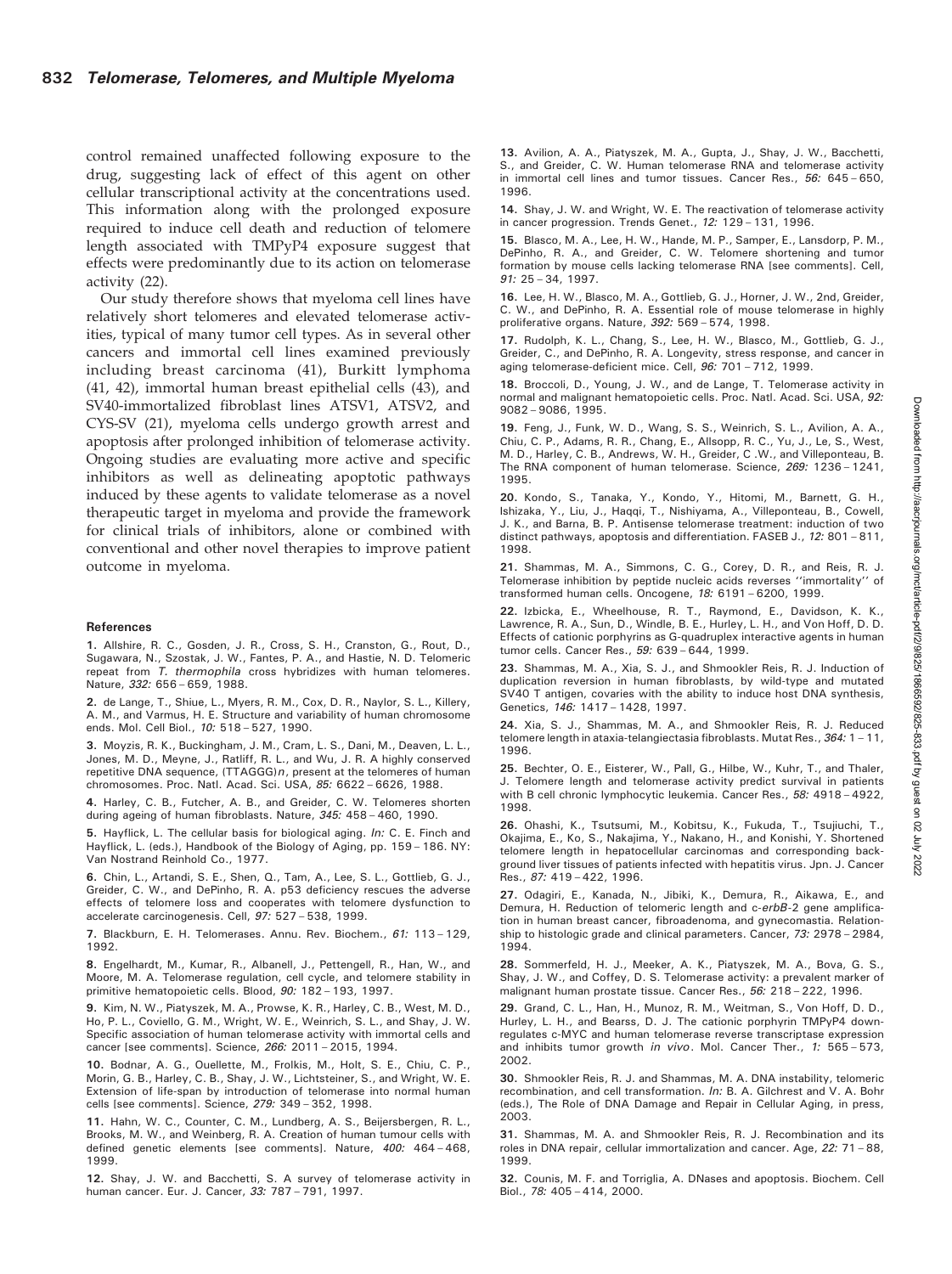control remained unaffected following exposure to the drug, suggesting lack of effect of this agent on other cellular transcriptional activity at the concentrations used. This information along with the prolonged exposure required to induce cell death and reduction of telomere length associated with TMPyP4 exposure suggest that effects were predominantly due to its action on telomerase activity (22).

Our study therefore shows that myeloma cell lines have relatively short telomeres and elevated telomerase activities, typical of many tumor cell types. As in several other cancers and immortal cell lines examined previously including breast carcinoma (41), Burkitt lymphoma (41, 42), immortal human breast epithelial cells (43), and SV40-immortalized fibroblast lines ATSV1, ATSV2, and CYS-SV (21), myeloma cells undergo growth arrest and apoptosis after prolonged inhibition of telomerase activity. Ongoing studies are evaluating more active and specific inhibitors as well as delineating apoptotic pathways induced by these agents to validate telomerase as a novel therapeutic target in myeloma and provide the framework for clinical trials of inhibitors, alone or combined with conventional and other novel therapies to improve patient outcome in myeloma.

## References

1. Allshire, R. C., Gosden, J. R., Cross, S. H., Cranston, G., Rout, D., Sugawara, N., Szostak, J. W., Fantes, P. A., and Hastie, N. D. Telomeric repeat from *T. thermophila* cross hybridizes with human telomeres. Nature, *332:* 656–659, 1988.

2. de Lange, T., Shiue, L., Myers, R. M., Cox, D. R., Naylor, S. L., Killery, A. M., and Varmus, H. E. Structure and variability of human chromosome ends. Mol. Cell Biol., *10:* 518–527, 1990.

3. Moyzis, R. K., Buckingham, J. M., Cram, L. S., Dani, M., Deaven, L. L., Jones, M. D., Meyne, J., Ratliff, R. L., and Wu, J. R. A highly conserved repetitive DNA sequence, (TTAGGG)*n*, present at the telomeres of human chromosomes. Proc. Natl. Acad. Sci. USA, *85:* 6622–6626, 1988.

4. Harley, C. B., Futcher, A. B., and Greider, C. W. Telomeres shorten during ageing of human fibroblasts. Nature, *345:* 458–460, 1990.

5. Hayflick, L. The cellular basis for biological aging. *In:* C. E. Finch and Hayflick, L. (eds.), Handbook of the Biology of Aging, pp. 159–186. NY: Van Nostrand Reinhold Co., 1977.

6. Chin, L., Artandi, S. E., Shen, Q., Tam, A., Lee, S. L., Gottlieb, G. J., Greider, C. W., and DePinho, R. A. p53 deficiency rescues the adverse effects of telomere loss and cooperates with telomere dysfunction to accelerate carcinogenesis. Cell, *97:* 527–538, 1999.

7. Blackburn, E. H. Telomerases. Annu. Rev. Biochem., *61:* 113–129, 1992.

8. Engelhardt, M., Kumar, R., Albanell, J., Pettengell, R., Han, W., and Moore, M. A. Telomerase regulation, cell cycle, and telomere stability in primitive hematopoietic cells. Blood, *90:* 182–193, 1997.

9. Kim, N. W., Piatyszek, M. A., Prowse, K. R., Harley, C. B., West, M. D., Ho, P. L., Coviello, G. M., Wright, W. E., Weinrich, S. L., and Shay, J. W. Specific association of human telomerase activity with immortal cells and cancer [see comments]. Science, *266:* 2011–2015, 1994.

10. Bodnar, A. G., Ouellette, M., Frolkis, M., Holt, S. E., Chiu, C. P., Morin, G. B., Harley, C. B., Shay, J. W., Lichtsteiner, S., and Wright, W. E. Extension of life-span by introduction of telomerase into normal human cells [see comments]. Science, *279:* 349–352, 1998.

11. Hahn, W. C., Counter, C. M., Lundberg, A. S., Beijersbergen, R. L., Brooks, M. W., and Weinberg, R. A. Creation of human tumour cells with defined genetic elements [see comments]. Nature, *400:* 464–468, 1999.

12. Shay, J. W. and Bacchetti, S. A survey of telomerase activity in human cancer. Eur. J. Cancer, *33:* 787–791, 1997.

13. Avilion, A. A., Piatyszek, M. A., Gupta, J., Shay, J. W., Bacchetti, S., and Greider, C. W. Human telomerase RNA and telomerase activity in immortal cell lines and tumor tissues. Cancer Res., *56:* 645–650, 1996.

14. Shay, J. W. and Wright, W. E. The reactivation of telomerase activity in cancer progression. Trends Genet., *12:* 129–131, 1996.

15. Blasco, M. A., Lee, H. W., Hande, M. P., Samper, E., Lansdorp, P. M., DePinho, R. A., and Greider, C. W. Telomere shortening and tumor formation by mouse cells lacking telomerase RNA [see comments]. Cell, *91:* 25–34, 1997.

16. Lee, H. W., Blasco, M. A., Gottlieb, G. J., Horner, J. W., 2nd, Greider, C. W., and DePinho, R. A. Essential role of mouse telomerase in highly proliferative organs. Nature, *392:* 569–574, 1998.

17. Rudolph, K. L., Chang, S., Lee, H. W., Blasco, M., Gottlieb, G. J., Greider, C., and DePinho, R. A. Longevity, stress response, and cancer in aging telomerase-deficient mice. Cell, *96:* 701–712, 1999.

18. Broccoli, D., Young, J. W., and de Lange, T. Telomerase activity in normal and malignant hematopoietic cells. Proc. Natl. Acad. Sci. USA, *92:* 9082–9086, 1995.

19. Feng, J., Funk, W. D., Wang, S. S., Weinrich, S. L., Avilion, A. A., Chiu, C. P., Adams, R. R., Chang, E., Allsopp, R. C., Yu, J., Le, S., West, M. D., Harley, C. B., Andrews, W. H., Greider, C .W., and Villeponteau, B. The RNA component of human telomerase. Science, *269:* 1236–1241, 1995.

20. Kondo, S., Tanaka, Y., Kondo, Y., Hitomi, M., Barnett, G. H., Ishizaka, Y., Liu, J., Haqqi, T., Nishiyama, A., Villeponteau, B., Cowell, J. K., and Barna, B. P. Antisense telomerase treatment: induction of two distinct pathways, apoptosis and differentiation. FASEB J., *12:* 801–811, 1998.

21. Shammas, M. A., Simmons, C. G., Corey, D. R., and Reis, R. J. Telomerase inhibition by peptide nucleic acids reverses ''immortality'' of transformed human cells. Oncogene, *18:* 6191–6200, 1999.

22. Izbicka, E., Wheelhouse, R. T., Raymond, E., Davidson, K. K., Lawrence, R. A., Sun, D., Windle, B. E., Hurley, L. H., and Von Hoff, D. D. Effects of cationic porphyrins as G-quadruplex interactive agents in human tumor cells. Cancer Res., *59:* 639–644, 1999.

23. Shammas, M. A., Xia, S. J., and Shmookler Reis, R. J. Induction of duplication reversion in human fibroblasts, by wild-type and mutated SV40 T antigen, covaries with the ability to induce host DNA synthesis, Genetics, *146:* 1417–1428, 1997.

24. Xia, S. J., Shammas, M. A., and Shmookler Reis, R. J. Reduced telomere length in ataxia-telangiectasia fibroblasts. Mutat Res., *364:* 1–11, 1996.

25. Bechter, O. E., Eisterer, W., Pall, G., Hilbe, W., Kuhr, T., and Thaler, J. Telomere length and telomerase activity predict survival in patients with B cell chronic lymphocytic leukemia. Cancer Res., *58:* 4918–4922, 1998.

26. Ohashi, K., Tsutsumi, M., Kobitsu, K., Fukuda, T., Tsujiuchi, T., Okajima, E., Ko, S., Nakajima, Y., Nakano, H., and Konishi, Y. Shortened telomere length in hepatocellular carcinomas and corresponding background liver tissues of patients infected with hepatitis virus. Jpn. J. Cancer Res., *87:* 419–422, 1996.

27. Odagiri, E., Kanada, N., Jibiki, K., Demura, R., Aikawa, E., and Demura, H. Reduction of telomeric length and c-*erbB*-2 gene amplification in human breast cancer, fibroadenoma, and gynecomastia. Relationship to histologic grade and clinical parameters. Cancer, *73:* 2978–2984, 1994.

28. Sommerfeld, H. J., Meeker, A. K., Piatyszek, M. A., Bova, G. S., Shay, J. W., and Coffey, D. S. Telomerase activity: a prevalent marker of malignant human prostate tissue. Cancer Res., *56:* 218–222, 1996.

29. Grand, C. L., Han, H., Munoz, R. M., Weitman, S., Von Hoff, D. D., Hurley, L. H., and Bearss, D. J. The cationic porphyrin TMPyP4 downregulates c-MYC and human telomerase reverse transcriptase expression and inhibits tumor growth *in vivo*. Mol. Cancer Ther., *1:* 565–573, 2002.

30. Shmookler Reis, R. J. and Shammas, M. A. DNA instability, telomeric recombination, and cell transformation. *In:* B. A. Gilchrest and V. A. Bohr (eds.), The Role of DNA Damage and Repair in Cellular Aging, in press, 2003.

31. Shammas, M. A. and Shmookler Reis, R. J. Recombination and its roles in DNA repair, cellular immortalization and cancer. Age, *22:* 71–88, 1999.

32. Counis, M. F. and Torriglia, A. DNases and apoptosis. Biochem. Cell Biol., *78:* 405–414, 2000.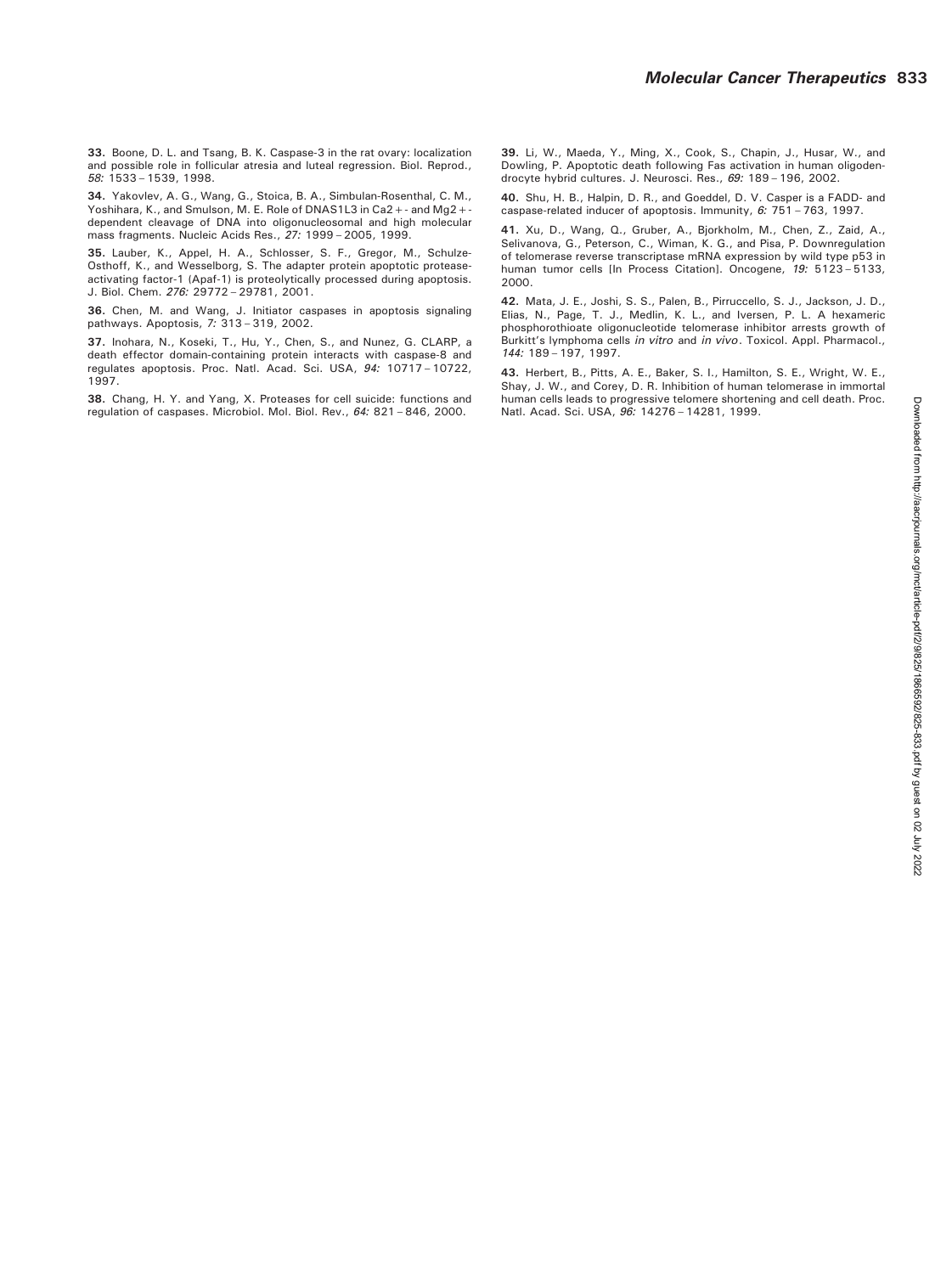**33.** Boone, D. L. and Tsang, B. K. Caspase-3 in the rat ovary: localization and possible role in follicular atresia and luteal regression. Biol. Reprod., *58:* 1533 – 1539, 1998.

**34.** Yakovlev, A. G., Wang, G., Stoica, B. A., Simbulan-Rosenthal, C. M., Yoshihara, K., and Smulson, M. E. Role of DNAS1L3 in Ca2+- and Mg2+-dependent cleavage of DNA into oligonucleosomal and high molecular mass fragments. Nucleic Acids Res., *27:* 1999 – 2005, 1999.

**35.** Lauber, K., Appel, H. A., Schlosser, S. F., Gregor, M., Schulze-Osthoff, K., and Wesselborg, S. The adapter protein apoptotic protease-activating factor-1 (Apaf-1) is proteolytically processed during apoptosis. J. Biol. Chem. *276:* 29772 – 29781, 2001.

**36.** Chen, M. and Wang, J. Initiator caspases in apoptosis signaling pathways. Apoptosis, *7:* 313 – 319, 2002.

**37.** Inohara, N., Koseki, T., Hu, Y., Chen, S., and Nunez, G. CLARP, a death effector domain-containing protein interacts with caspase-8 and regulates apoptosis. Proc. Natl. Acad. Sci. USA, *94:* 10717 – 10722, 1997.

**38.** Chang, H. Y. and Yang, X. Proteases for cell suicide: functions and regulation of caspases. Microbiol. Mol. Biol. Rev., *64:* 821 – 846, 2000.

**39.** Li, W., Maeda, Y., Ming, X., Cook, S., Chapin, J., Husar, W., and Dowling, P. Apoptotic death following Fas activation in human oligodendrocyte hybrid cultures. J. Neurosci. Res., *69:* 189 – 196, 2002.

**40.** Shu, H. B., Halpin, D. R., and Goeddel, D. V. Casper is a FADD- and caspase-related inducer of apoptosis. Immunity, *6:* 751 – 763, 1997.

**41.** Xu, D., Wang, Q., Gruber, A., Bjorkholm, M., Chen, Z., Zaid, A., Selivanova, G., Peterson, C., Wiman, K. G., and Pisa, P. Downregulation of telomerase reverse transcriptase mRNA expression by wild type p53 in human tumor cells [In Process Citation]. Oncogene, *19:* 5123 – 5133, 2000.

**42.** Mata, J. E., Joshi, S. S., Palen, B., Pirruccello, S. J., Jackson, J. D., Elias, N., Page, T. J., Medlin, K. L., and Iversen, P. L. A hexameric phosphorothioate oligonucleotide telomerase inhibitor arrests growth of Burkitt's lymphoma cells *in vitro* and *in vivo*. Toxicol. Appl. Pharmacol., *144:* 189 – 197, 1997.

**43.** Herbert, B., Pitts, A. E., Baker, S. I., Hamilton, S. E., Wright, W. E., Shay, J. W., and Corey, D. R. Inhibition of human telomerase in immortal human cells leads to progressive telomere shortening and cell death. Proc. Natl. Acad. Sci. USA, *96:* 14276 – 14281, 1999.